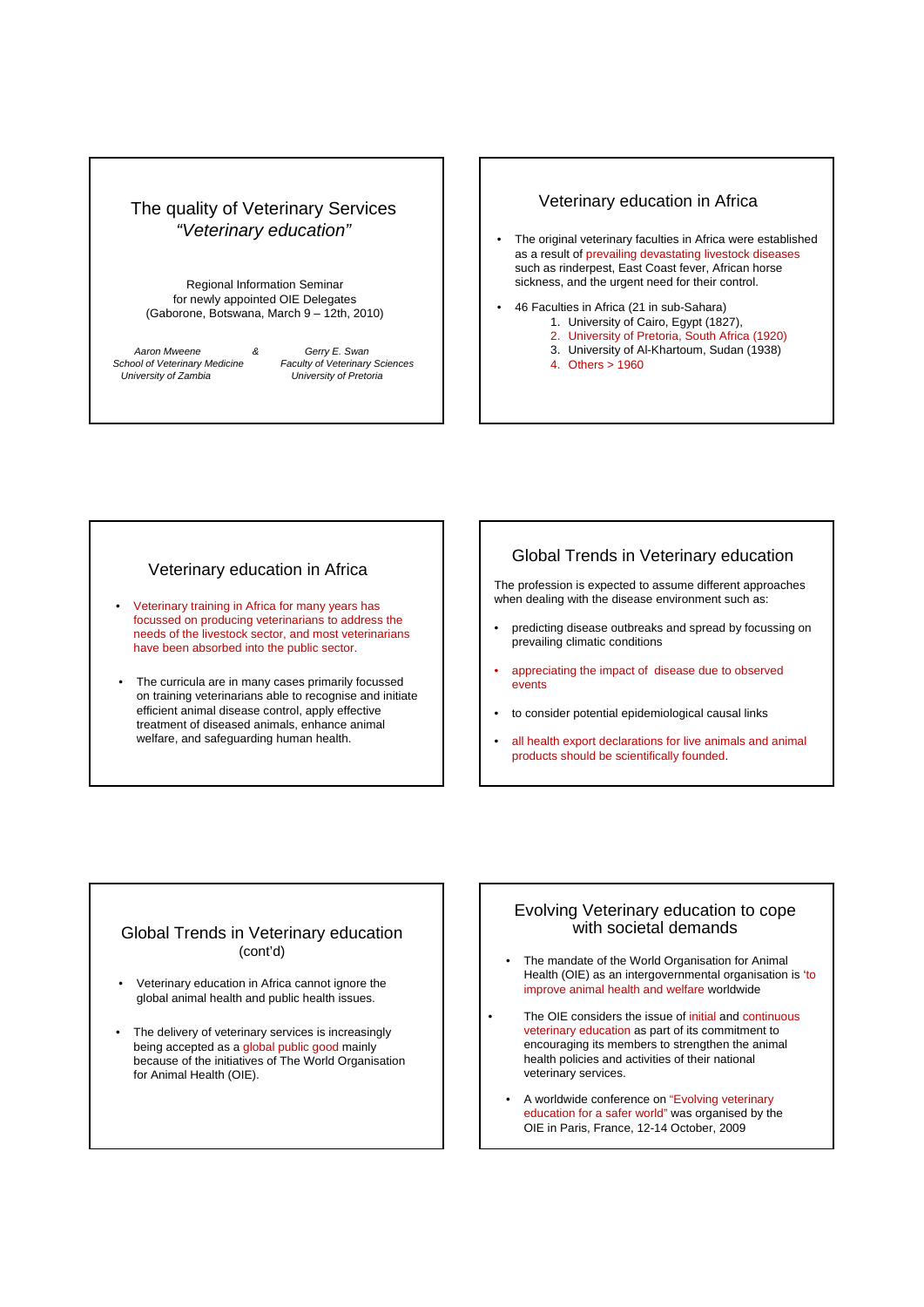# The quality of Veterinary Services

*"Veterinary education"*

Regional Information Seminar
for newly appointed OIE Delegates
(Gaborone, Botswana, March 9 – 12th, 2010)

*Aaron Mweene* & *Gerry E. Swan*
*School of Veterinary Medicine, University of Zambia*
*Faculty of Veterinary Sciences, University of Pretoria*

## Veterinary education in Africa

- The original veterinary faculties in Africa were established as a result of prevailing devastating livestock diseases such as rinderpest, East Coast fever, African horse sickness, and the urgent need for their control.
- 46 Faculties in Africa (21 in sub-Sahara)
  1. University of Cairo, Egypt (1827),
  2. University of Pretoria, South Africa (1920)
  3. University of Al-Khartoum, Sudan (1938)
  4. Others > 1960

## Veterinary education in Africa

- Veterinary training in Africa for many years has focussed on producing veterinarians to address the needs of the livestock sector, and most veterinarians have been absorbed into the public sector.
- The curricula are in many cases primarily focussed on training veterinarians able to recognise and initiate efficient animal disease control, apply effective treatment of diseased animals, enhance animal welfare, and safeguarding human health.

## Global Trends in Veterinary education

The profession is expected to assume different approaches when dealing with the disease environment such as:

- predicting disease outbreaks and spread by focussing on prevailing climatic conditions
- appreciating the impact of disease due to observed events
- to consider potential epidemiological causal links
- all health export declarations for live animals and animal products should be scientifically founded.

## Global Trends in Veterinary education (cont'd)

- Veterinary education in Africa cannot ignore the global animal health and public health issues.
- The delivery of veterinary services is increasingly being accepted as a global public good mainly because of the initiatives of The World Organisation for Animal Health (OIE).

## Evolving Veterinary education to cope with societal demands

- The mandate of the World Organisation for Animal Health (OIE) as an intergovernmental organisation is 'to improve animal health and welfare worldwide
- The OIE considers the issue of initial and continuous veterinary education as part of its commitment to encouraging its members to strengthen the animal health policies and activities of their national veterinary services.
- A worldwide conference on "Evolving veterinary education for a safer world" was organised by the OIE in Paris, France, 12-14 October, 2009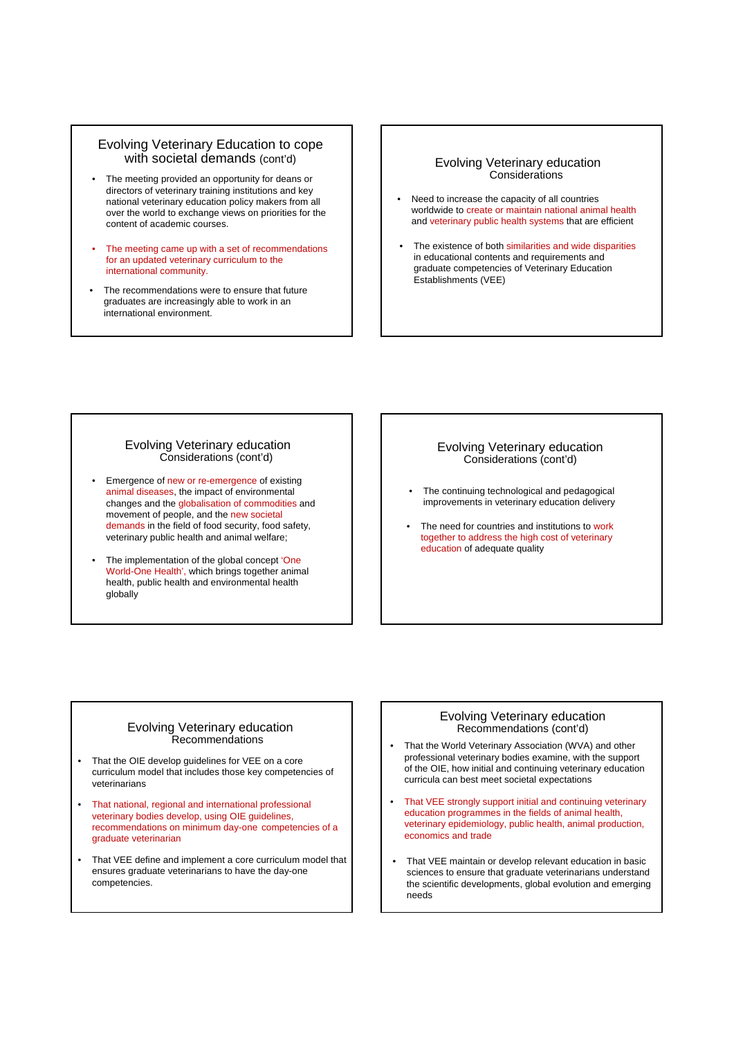## Evolving Veterinary Education to cope with societal demands (cont'd)

- The meeting provided an opportunity for deans or directors of veterinary training institutions and key national veterinary education policy makers from all over the world to exchange views on priorities for the content of academic courses.
- The meeting came up with a set of recommendations for an updated veterinary curriculum to the international community.
- The recommendations were to ensure that future graduates are increasingly able to work in an international environment.

## Evolving Veterinary education Considerations

- Need to increase the capacity of all countries worldwide to create or maintain national animal health and veterinary public health systems that are efficient
- The existence of both similarities and wide disparities in educational contents and requirements and graduate competencies of Veterinary Education Establishments (VEE)

## Evolving Veterinary education Considerations (cont'd)

- Emergence of new or re-emergence of existing animal diseases, the impact of environmental changes and the globalisation of commodities and movement of people, and the new societal demands in the field of food security, food safety, veterinary public health and animal welfare;
- The implementation of the global concept 'One World-One Health', which brings together animal health, public health and environmental health globally

## Evolving Veterinary education Considerations (cont'd)

- The continuing technological and pedagogical improvements in veterinary education delivery
- The need for countries and institutions to work together to address the high cost of veterinary education of adequate quality

## Evolving Veterinary education Recommendations

- That the OIE develop guidelines for VEE on a core curriculum model that includes those key competencies of veterinarians
- That national, regional and international professional veterinary bodies develop, using OIE guidelines, recommendations on minimum day-one competencies of a graduate veterinarian
- That VEE define and implement a core curriculum model that ensures graduate veterinarians to have the day-one competencies.

## Evolving Veterinary education Recommendations (cont'd)

- That the World Veterinary Association (WVA) and other professional veterinary bodies examine, with the support of the OIE, how initial and continuing veterinary education curricula can best meet societal expectations
- That VEE strongly support initial and continuing veterinary education programmes in the fields of animal health, veterinary epidemiology, public health, animal production, economics and trade
- That VEE maintain or develop relevant education in basic sciences to ensure that graduate veterinarians understand the scientific developments, global evolution and emerging needs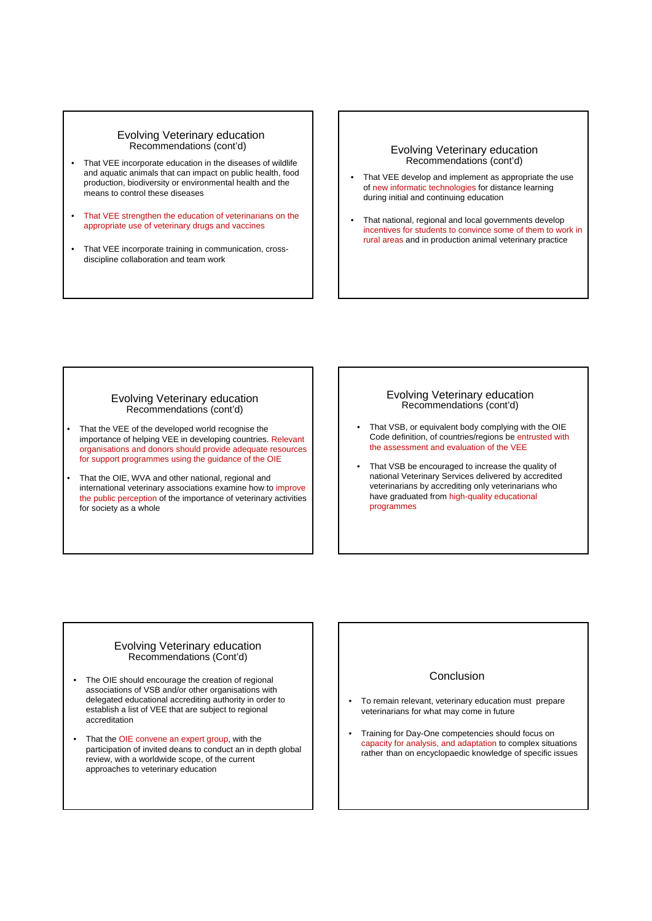## Evolving Veterinary education

Recommendations (cont'd)

- That VEE incorporate education in the diseases of wildlife and aquatic animals that can impact on public health, food production, biodiversity or environmental health and the means to control these diseases
- That VEE strengthen the education of veterinarians on the appropriate use of veterinary drugs and vaccines
- That VEE incorporate training in communication, cross-discipline collaboration and team work

## Evolving Veterinary education

Recommendations (cont'd)

- That VEE develop and implement as appropriate the use of new informatic technologies for distance learning during initial and continuing education
- That national, regional and local governments develop incentives for students to convince some of them to work in rural areas and in production animal veterinary practice

## Evolving Veterinary education

Recommendations (cont'd)

- That the VEE of the developed world recognise the importance of helping VEE in developing countries. Relevant organisations and donors should provide adequate resources for support programmes using the guidance of the OIE
- That the OIE, WVA and other national, regional and international veterinary associations examine how to improve the public perception of the importance of veterinary activities for society as a whole

## Evolving Veterinary education

Recommendations (cont'd)

- That VSB, or equivalent body complying with the OIE Code definition, of countries/regions be entrusted with the assessment and evaluation of the VEE
- That VSB be encouraged to increase the quality of national Veterinary Services delivered by accredited veterinarians by accrediting only veterinarians who have graduated from high-quality educational programmes

## Evolving Veterinary education

Recommendations (Cont'd)

- The OIE should encourage the creation of regional associations of VSB and/or other organisations with delegated educational accrediting authority in order to establish a list of VEE that are subject to regional accreditation
- That the OIE convene an expert group, with the participation of invited deans to conduct an in depth global review, with a worldwide scope, of the current approaches to veterinary education

## Conclusion

- To remain relevant, veterinary education must prepare veterinarians for what may come in future
- Training for Day-One competencies should focus on capacity for analysis, and adaptation to complex situations rather than on encyclopaedic knowledge of specific issues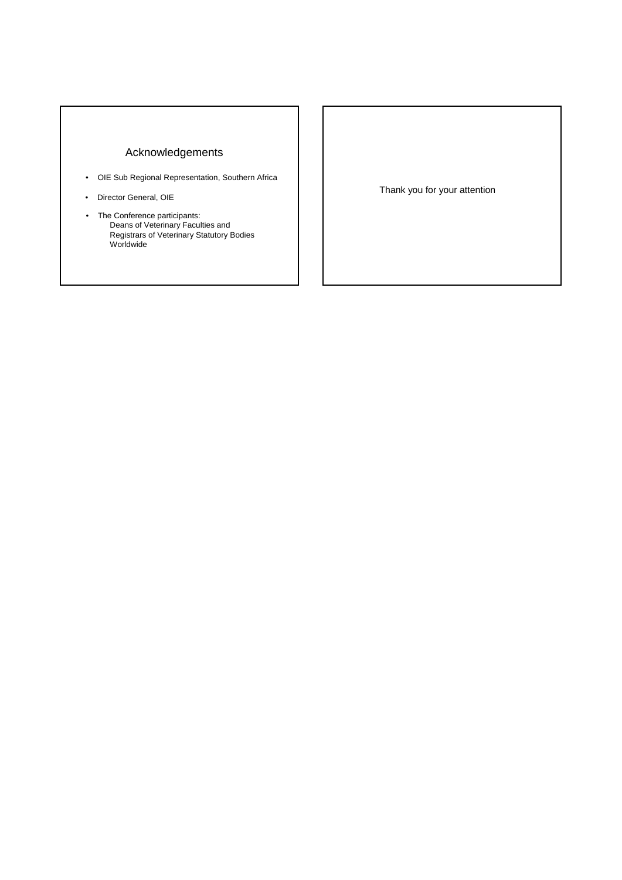## Acknowledgements

- OIE Sub Regional Representation, Southern Africa
- Director General, OIE
- The Conference participants:
  Deans of Veterinary Faculties and
  Registrars of Veterinary Statutory Bodies
  Worldwide

Thank you for your attention